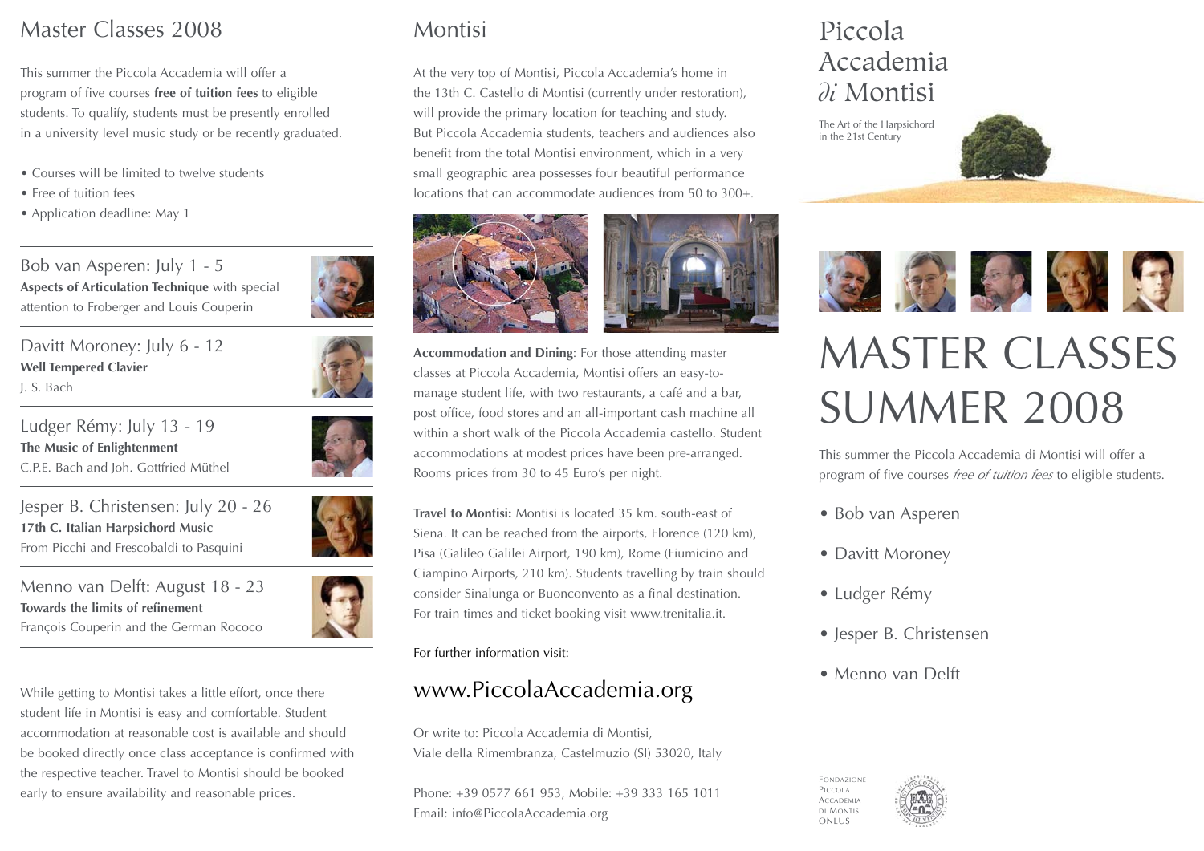## Master Classes 2008

This summer the Piccola Accademia will offer a program of five courses **free of tuition fees** to eligible students. To qualify, students must be presently enrolled in a university level music study or be recently graduated.

- Courses will be limited to twelve students
- Free of tuition fees
- Application deadline: May 1

Bob van Asperen: July 1 - 5
**Aspects of Articulation Technique** with special attention to Froberger and Louis Couperin

Davitt Moroney: July 6 - 12
**Well Tempered Clavier**
J. S. Bach

Ludger Rémy: July 13 - 19
**The Music of Enlightenment**
C.P.E. Bach and Joh. Gottfried Müthel

Jesper B. Christensen: July 20 - 26
**17th C. Italian Harpsichord Music**
From Picchi and Frescobaldi to Pasquini

Menno van Delft: August 18 - 23
**Towards the limits of refinement**
François Couperin and the German Rococo

While getting to Montisi takes a little effort, once there student life in Montisi is easy and comfortable. Student accommodation at reasonable cost is available and should be booked directly once class acceptance is confirmed with the respective teacher. Travel to Montisi should be booked early to ensure availability and reasonable prices.

## Montisi

At the very top of Montisi, Piccola Accademia's home in the 13th C. Castello di Montisi (currently under restoration), will provide the primary location for teaching and study. But Piccola Accademia students, teachers and audiences also benefit from the total Montisi environment, which in a very small geographic area possesses four beautiful performance locations that can accommodate audiences from 50 to 300+.

**Accommodation and Dining**: For those attending master classes at Piccola Accademia, Montisi offers an easy-to-manage student life, with two restaurants, a café and a bar, post office, food stores and an all-important cash machine all within a short walk of the Piccola Accademia castello. Student accommodations at modest prices have been pre-arranged. Rooms prices from 30 to 45 Euro's per night.

**Travel to Montisi:** Montisi is located 35 km. south-east of Siena. It can be reached from the airports, Florence (120 km), Pisa (Galileo Galilei Airport, 190 km), Rome (Fiumicino and Ciampino Airports, 210 km). Students travelling by train should consider Sinalunga or Buonconvento as a final destination. For train times and ticket booking visit www.trenitalia.it.

For further information visit:

### www.PiccolaAccademia.org

Or write to: Piccola Accademia di Montisi,
Viale della Rimembranza, Castelmuzio (SI) 53020, Italy

Phone: +39 0577 661 953, Mobile: +39 333 165 1011
Email: info@PiccolaAccademia.org

# Piccola Accademia di Montisi

The Art of the Harpsichord in the 21st Century

# MASTER CLASSES SUMMER 2008

This summer the Piccola Accademia di Montisi will offer a program of five courses *free of tuition fees* to eligible students.

- Bob van Asperen
- Davitt Moroney
- Ludger Rémy
- Jesper B. Christensen
- Menno van Delft

Fondazione Piccola Accademia di Montisi ONLUS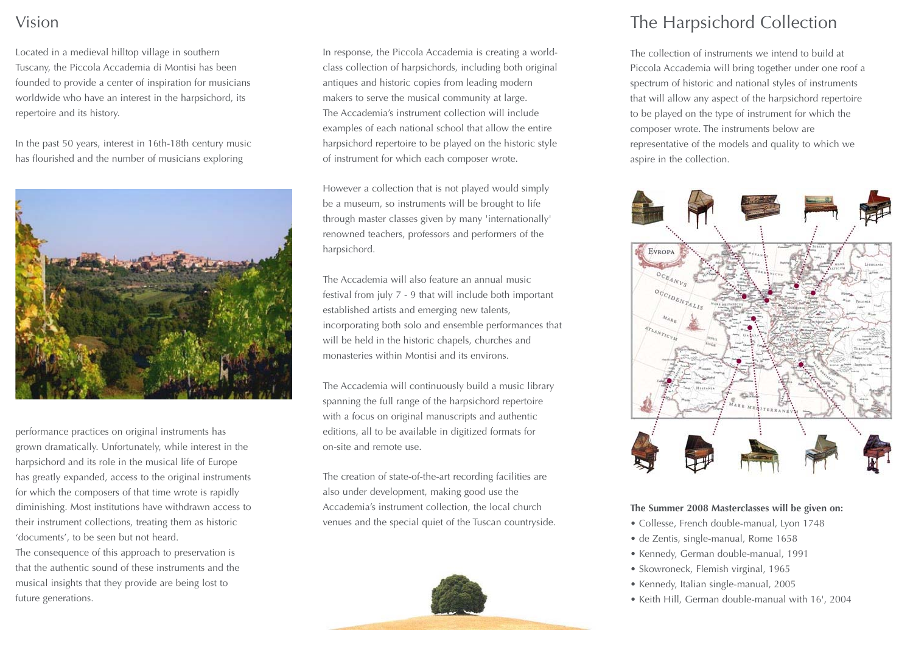# Vision

Located in a medieval hilltop village in southern Tuscany, the Piccola Accademia di Montisi has been founded to provide a center of inspiration for musicians worldwide who have an interest in the harpsichord, its repertoire and its history.

In the past 50 years, interest in 16th-18th century music has flourished and the number of musicians exploring performance practices on original instruments has grown dramatically. Unfortunately, while interest in the harpsichord and its role in the musical life of Europe has greatly expanded, access to the original instruments for which the composers of that time wrote is rapidly diminishing. Most institutions have withdrawn access to their instrument collections, treating them as historic 'documents', to be seen but not heard.
The consequence of this approach to preservation is that the authentic sound of these instruments and the musical insights that they provide are being lost to future generations.

In response, the Piccola Accademia is creating a world-class collection of harpsichords, including both original antiques and historic copies from leading modern makers to serve the musical community at large.
The Accademia's instrument collection will include examples of each national school that allow the entire harpsichord repertoire to be played on the historic style of instrument for which each composer wrote.

However a collection that is not played would simply be a museum, so instruments will be brought to life through master classes given by many 'internationally' renowned teachers, professors and performers of the harpsichord.

The Accademia will also feature an annual music festival from july 7 - 9 that will include both important established artists and emerging new talents, incorporating both solo and ensemble performances that will be held in the historic chapels, churches and monasteries within Montisi and its environs.

The Accademia will continuously build a music library spanning the full range of the harpsichord repertoire with a focus on original manuscripts and authentic editions, all to be available in digitized formats for on-site and remote use.

The creation of state-of-the-art recording facilities are also under development, making good use the Accademia's instrument collection, the local church venues and the special quiet of the Tuscan countryside.

# The Harpsichord Collection

The collection of instruments we intend to build at Piccola Accademia will bring together under one roof a spectrum of historic and national styles of instruments that will allow any aspect of the harpsichord repertoire to be played on the type of instrument for which the composer wrote. The instruments below are representative of the models and quality to which we aspire in the collection.

**The Summer 2008 Masterclasses will be given on:**

- Collesse, French double-manual, Lyon 1748
- de Zentis, single-manual, Rome 1658
- Kennedy, German double-manual, 1991
- Skowroneck, Flemish virginal, 1965
- Kennedy, Italian single-manual, 2005
- Keith Hill, German double-manual with 16', 2004